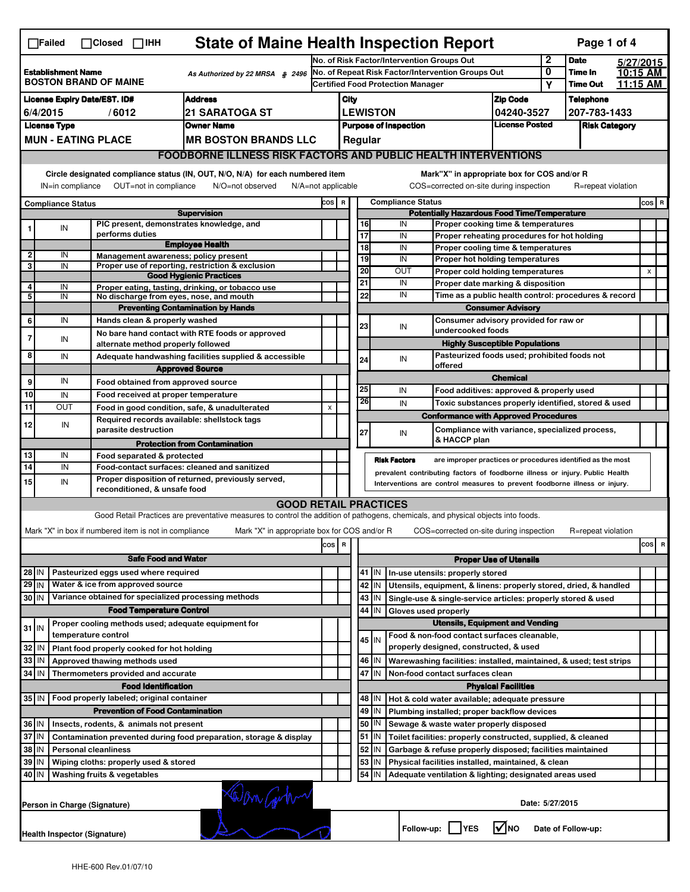☐Failed ☐Closed ☐IHH

# State of Maine Health Inspection Report

| | | | |
|---|---|---|---|
| **Establishment Name** BOSTON BRAND OF MAINE | As Authorized by 22 MRSA § 2496 | No. of Risk Factor/Intervention Groups Out: 2 | **Date** 5/27/2015 |
| | | No. of Repeat Risk Factor/Intervention Groups Out: 0 | **Time In** 10:15 AM |
| | | Certified Food Protection Manager: Y | **Time Out** 11:15 AM |

| License Expiry Date/EST. ID# | Address | City | Zip Code | Telephone |
|---|---|---|---|---|
| 6/4/2015 / 6012 | 21 SARATOGA ST | LEWISTON | 04240-3527 | 207-783-1433 |

| License Type | Owner Name | Purpose of Inspection | License Posted | Risk Category |
|---|---|---|---|---|
| MUN - EATING PLACE | MR BOSTON BRANDS LLC | Regular | | |

## FOODBORNE ILLNESS RISK FACTORS AND PUBLIC HEALTH INTERVENTIONS

Circle designated compliance status (IN, OUT, N/O, N/A) for each numbered item — IN=in compliance OUT=not in compliance N/O=not observed N/A=not applicable

Mark"X" in appropriate box for COS and/or R — COS=corrected on-site during inspection R=repeat violation

| # | Compliance Status | Item | COS | R |
|---|---|---|---|---|
| | | **Supervision** | | |
| 1 | IN | PIC present, demonstrates knowledge, and performs duties | | |
| | | **Employee Health** | | |
| 2 | IN | Management awareness; policy present | | |
| 3 | IN | Proper use of reporting, restriction & exclusion | | |
| | | **Good Hygienic Practices** | | |
| 4 | IN | Proper eating, tasting, drinking, or tobacco use | | |
| 5 | IN | No discharge from eyes, nose, and mouth | | |
| | | **Preventing Contamination by Hands** | | |
| 6 | IN | Hands clean & properly washed | | |
| 7 | IN | No bare hand contact with RTE foods or approved alternate method properly followed | | |
| 8 | IN | Adequate handwashing facilities supplied & accessible | | |
| | | **Approved Source** | | |
| 9 | IN | Food obtained from approved source | | |
| 10 | IN | Food received at proper temperature | | |
| 11 | OUT | Food in good condition, safe, & unadulterated | X | |
| 12 | IN | Required records available: shellstock tags parasite destruction | | |
| | | **Protection from Contamination** | | |
| 13 | IN | Food separated & protected | | |
| 14 | IN | Food-contact surfaces: cleaned and sanitized | | |
| 15 | IN | Proper disposition of returned, previously served, reconditioned, & unsafe food | | |
| | | **Potentially Hazardous Food Time/Temperature** | | |
| 16 | IN | Proper cooking time & temperatures | | |
| 17 | IN | Proper reheating procedures for hot holding | | |
| 18 | IN | Proper cooling time & temperatures | | |
| 19 | IN | Proper hot holding temperatures | | |
| 20 | OUT | Proper cold holding temperatures | X | |
| 21 | IN | Proper date marking & disposition | | |
| 22 | IN | Time as a public health control: procedures & record | | |
| | | **Consumer Advisory** | | |
| 23 | IN | Consumer advisory provided for raw or undercooked foods | | |
| | | **Highly Susceptible Populations** | | |
| 24 | IN | Pasteurized foods used; prohibited foods not offered | | |
| | | **Chemical** | | |
| 25 | IN | Food additives: approved & properly used | | |
| 26 | IN | Toxic substances properly identified, stored & used | | |
| | | **Conformance with Approved Procedures** | | |
| 27 | IN | Compliance with variance, specialized process, & HACCP plan | | |

**Risk Factors** are improper practices or procedures identified as the most prevalent contributing factors of foodborne illness or injury. Public Health Interventions are control measures to prevent foodborne illness or injury.

## GOOD RETAIL PRACTICES

Good Retail Practices are preventative measures to control the addition of pathogens, chemicals, and physical objects into foods.

Mark "X" in box if numbered item is not in compliance — Mark "X" in appropriate box for COS and/or R — COS=corrected on-site during inspection R=repeat violation

| # | Status | Item | COS | R |
|---|---|---|---|---|
| | | **Safe Food and Water** | | |
| 28 | IN | Pasteurized eggs used where required | | |
| 29 | IN | Water & ice from approved source | | |
| 30 | IN | Variance obtained for specialized processing methods | | |
| | | **Food Temperature Control** | | |
| 31 | IN | Proper cooling methods used; adequate equipment for temperature control | | |
| 32 | IN | Plant food properly cooked for hot holding | | |
| 33 | IN | Approved thawing methods used | | |
| 34 | IN | Thermometers provided and accurate | | |
| | | **Food Identification** | | |
| 35 | IN | Food properly labeled; original container | | |
| | | **Prevention of Food Contamination** | | |
| 36 | IN | Insects, rodents, & animals not present | | |
| 37 | IN | Contamination prevented during food preparation, storage & display | | |
| 38 | IN | Personal cleanliness | | |
| 39 | IN | Wiping cloths: properly used & stored | | |
| 40 | IN | Washing fruits & vegetables | | |
| | | **Proper Use of Utensils** | | |
| 41 | IN | In-use utensils: properly stored | | |
| 42 | IN | Utensils, equipment, & linens: properly stored, dried, & handled | | |
| 43 | IN | Single-use & single-service articles: properly stored & used | | |
| 44 | IN | Gloves used properly | | |
| | | **Utensils, Equipment and Vending** | | |
| 45 | IN | Food & non-food contact surfaces cleanable, properly designed, constructed, & used | | |
| 46 | IN | Warewashing facilities: installed, maintained, & used; test strips | | |
| 47 | IN | Non-food contact surfaces clean | | |
| | | **Physical Facilities** | | |
| 48 | IN | Hot & cold water available; adequate pressure | | |
| 49 | IN | Plumbing installed; proper backflow devices | | |
| 50 | IN | Sewage & waste water properly disposed | | |
| 51 | IN | Toilet facilities: properly constructed, supplied, & cleaned | | |
| 52 | IN | Garbage & refuse properly disposed; facilities maintained | | |
| 53 | IN | Physical facilities installed, maintained, & clean | | |
| 54 | IN | Adequate ventilation & lighting; designated areas used | | |

Person in Charge (Signature) — Date: 5/27/2015

Health Inspector (Signature)

Follow-up: ☐ YES ☑ NO Date of Follow-up:

HHE-600 Rev.01/07/10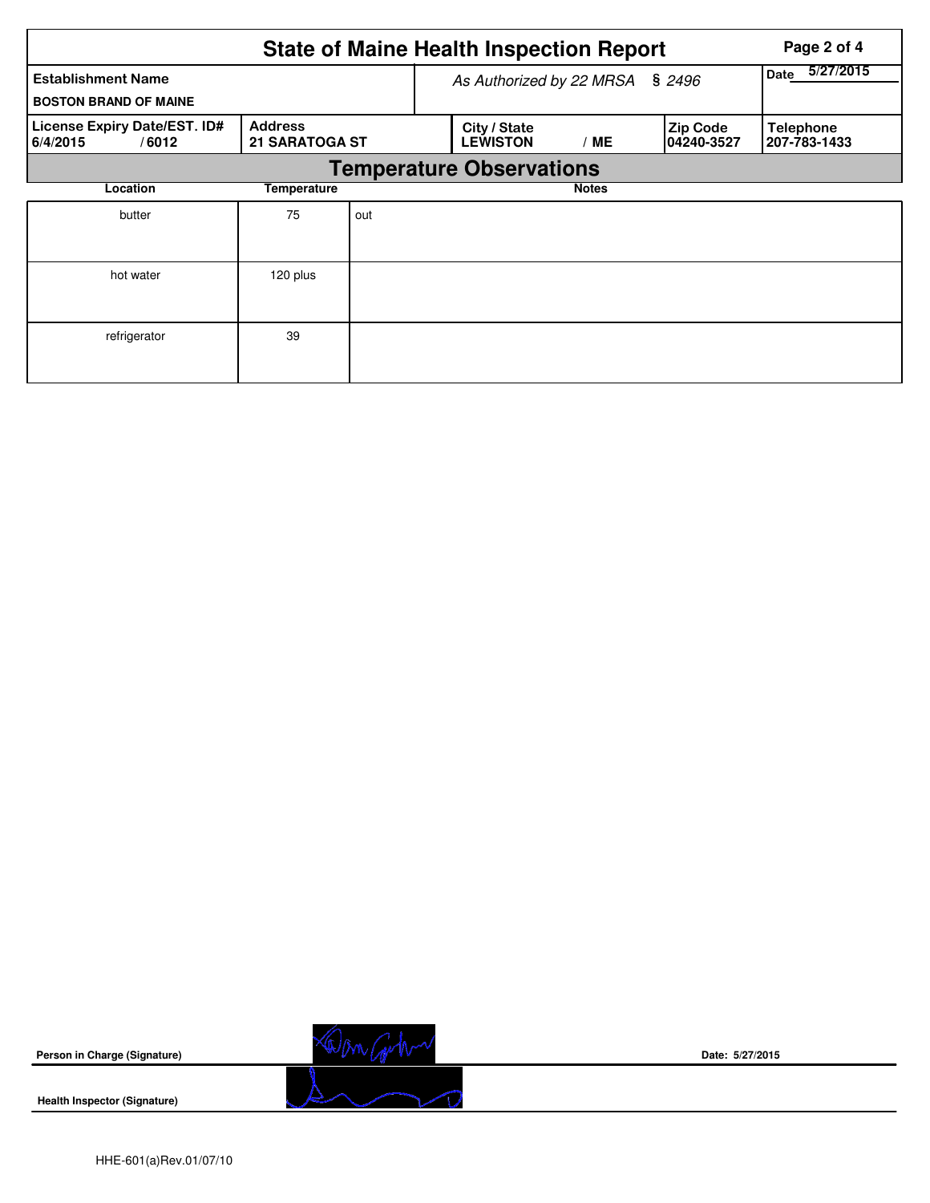# State of Maine Health Inspection Report

| Establishment Name | As Authorized by 22 MRSA § 2496 | | | Date 5/27/2015 |
|---|---|---|---|---|
| BOSTON BRAND OF MAINE | | | | |
| **License Expiry Date/EST. ID#** 6/4/2015 / 6012 | **Address** 21 SARATOGA ST | **City / State** LEWISTON / ME | **Zip Code** 04240-3527 | **Telephone** 207-783-1433 |

## Temperature Observations

| Location | Temperature | Notes |
|---|---|---|
| butter | 75 | out |
| hot water | 120 plus | |
| refrigerator | 39 | |

**Person in Charge (Signature)** Date: 5/27/2015

**Health Inspector (Signature)**

HHE-601(a)Rev.01/07/10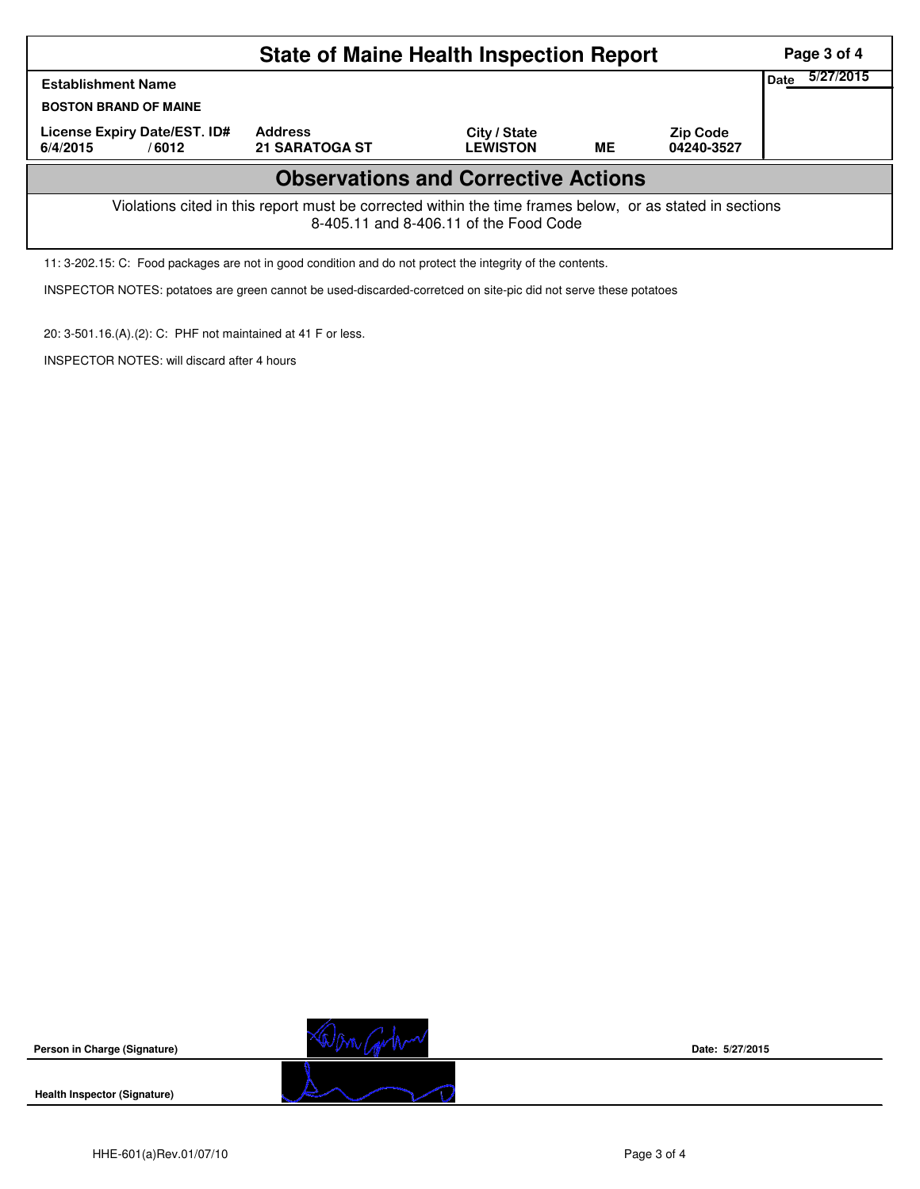# State of Maine Health Inspection Report

| Establishment Name | | | | | Date 5/27/2015 |
|---|---|---|---|---|---|
| BOSTON BRAND OF MAINE | | | | | |
| License Expiry Date/EST. ID# | | Address | City / State | | Zip Code |
| 6/4/2015 | / 6012 | 21 SARATOGA ST | LEWISTON | ME | 04240-3527 |

## Observations and Corrective Actions

Violations cited in this report must be corrected within the time frames below, or as stated in sections 8-405.11 and 8-406.11 of the Food Code

11: 3-202.15: C: Food packages are not in good condition and do not protect the integrity of the contents.

INSPECTOR NOTES: potatoes are green cannot be used-discarded-corretced on site-pic did not serve these potatoes

20: 3-501.16.(A).(2): C: PHF not maintained at 41 F or less.

INSPECTOR NOTES: will discard after 4 hours

Person in Charge (Signature) Date: 5/27/2015

Health Inspector (Signature)

HHE-601(a)Rev.01/07/10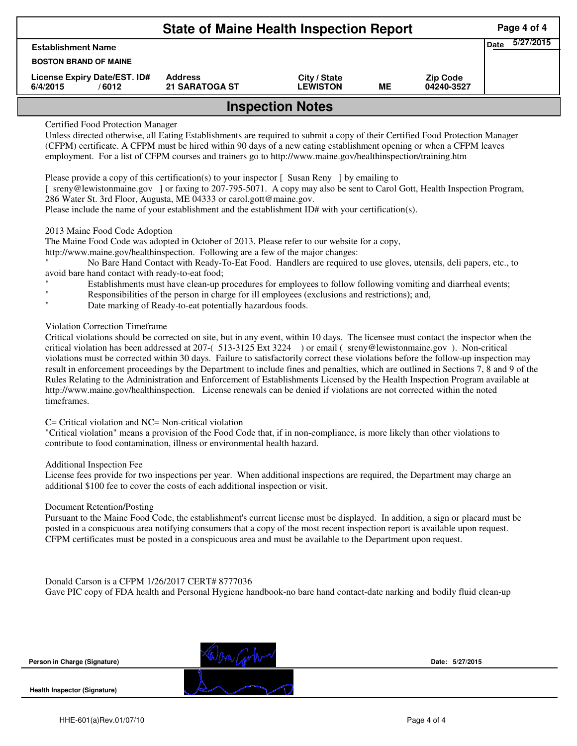# State of Maine Health Inspection Report

| Establishment Name | | | | | Date 5/27/2015 |
|---|---|---|---|---|---|
| BOSTON BRAND OF MAINE | | | | | |
| License Expiry Date/EST. ID# | Address | City / State | | Zip Code | |
| 6/4/2015 / 6012 | 21 SARATOGA ST | LEWISTON | ME | 04240-3527 | |

## Inspection Notes

Certified Food Protection Manager
Unless directed otherwise, all Eating Establishments are required to submit a copy of their Certified Food Protection Manager (CFPM) certificate. A CFPM must be hired within 90 days of a new eating establishment opening or when a CFPM leaves employment. For a list of CFPM courses and trainers go to http://www.maine.gov/healthinspection/training.htm

Please provide a copy of this certification(s) to your inspector [ Susan Reny ] by emailing to [ sreny@lewistonmaine.gov ] or faxing to 207-795-5071. A copy may also be sent to Carol Gott, Health Inspection Program, 286 Water St. 3rd Floor, Augusta, ME 04333 or carol.gott@maine.gov.
Please include the name of your establishment and the establishment ID# with your certification(s).

2013 Maine Food Code Adoption
The Maine Food Code was adopted in October of 2013. Please refer to our website for a copy, http://www.maine.gov/healthinspection. Following are a few of the major changes:

" No Bare Hand Contact with Ready-To-Eat Food. Handlers are required to use gloves, utensils, deli papers, etc., to avoid bare hand contact with ready-to-eat food;
" Establishments must have clean-up procedures for employees to follow following vomiting and diarrheal events;
" Responsibilities of the person in charge for ill employees (exclusions and restrictions); and,
" Date marking of Ready-to-eat potentially hazardous foods.

Violation Correction Timeframe
Critical violations should be corrected on site, but in any event, within 10 days. The licensee must contact the inspector when the critical violation has been addressed at 207-( 513-3125 Ext 3224 ) or email ( sreny@lewistonmaine.gov ). Non-critical violations must be corrected within 30 days. Failure to satisfactorily correct these violations before the follow-up inspection may result in enforcement proceedings by the Department to include fines and penalties, which are outlined in Sections 7, 8 and 9 of the Rules Relating to the Administration and Enforcement of Establishments Licensed by the Health Inspection Program available at http://www.maine.gov/healthinspection. License renewals can be denied if violations are not corrected within the noted timeframes.

C= Critical violation and NC= Non-critical violation
"Critical violation" means a provision of the Food Code that, if in non-compliance, is more likely than other violations to contribute to food contamination, illness or environmental health hazard.

Additional Inspection Fee
License fees provide for two inspections per year. When additional inspections are required, the Department may charge an additional $100 fee to cover the costs of each additional inspection or visit.

Document Retention/Posting
Pursuant to the Maine Food Code, the establishment's current license must be displayed. In addition, a sign or placard must be posted in a conspicuous area notifying consumers that a copy of the most recent inspection report is available upon request. CFPM certificates must be posted in a conspicuous area and must be available to the Department upon request.

Donald Carson is a CFPM 1/26/2017 CERT# 8777036
Gave PIC copy of FDA health and Personal Hygiene handbook-no bare hand contact-date narking and bodily fluid clean-up

Person in Charge (Signature) Date: 5/27/2015

Health Inspector (Signature)

HHE-601(a)Rev.01/07/10